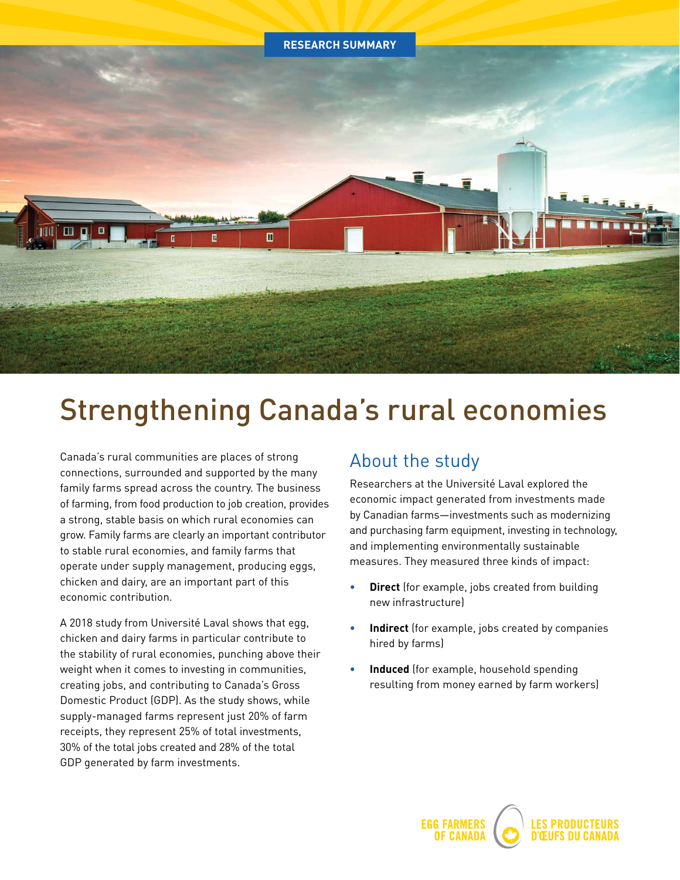RESEARCH SUMMARY

# Strengthening Canada's rural economies

Canada's rural communities are places of strong connections, surrounded and supported by the many family farms spread across the country. The business of farming, from food production to job creation, provides a strong, stable basis on which rural economies can grow. Family farms are clearly an important contributor to stable rural economies, and family farms that operate under supply management, producing eggs, chicken and dairy, are an important part of this economic contribution.

A 2018 study from Université Laval shows that egg, chicken and dairy farms in particular contribute to the stability of rural economies, punching above their weight when it comes to investing in communities, creating jobs, and contributing to Canada's Gross Domestic Product (GDP). As the study shows, while supply-managed farms represent just 20% of farm receipts, they represent 25% of total investments, 30% of the total jobs created and 28% of the total GDP generated by farm investments.

## About the study

Researchers at the Université Laval explored the economic impact generated from investments made by Canadian farms—investments such as modernizing and purchasing farm equipment, investing in technology, and implementing environmentally sustainable measures. They measured three kinds of impact:

- **Direct** (for example, jobs created from building new infrastructure)
- **Indirect** (for example, jobs created by companies hired by farms)
- **Induced** (for example, household spending resulting from money earned by farm workers)

EGG FARMERS OF CANADA | LES PRODUCTEURS D'ŒUFS DU CANADA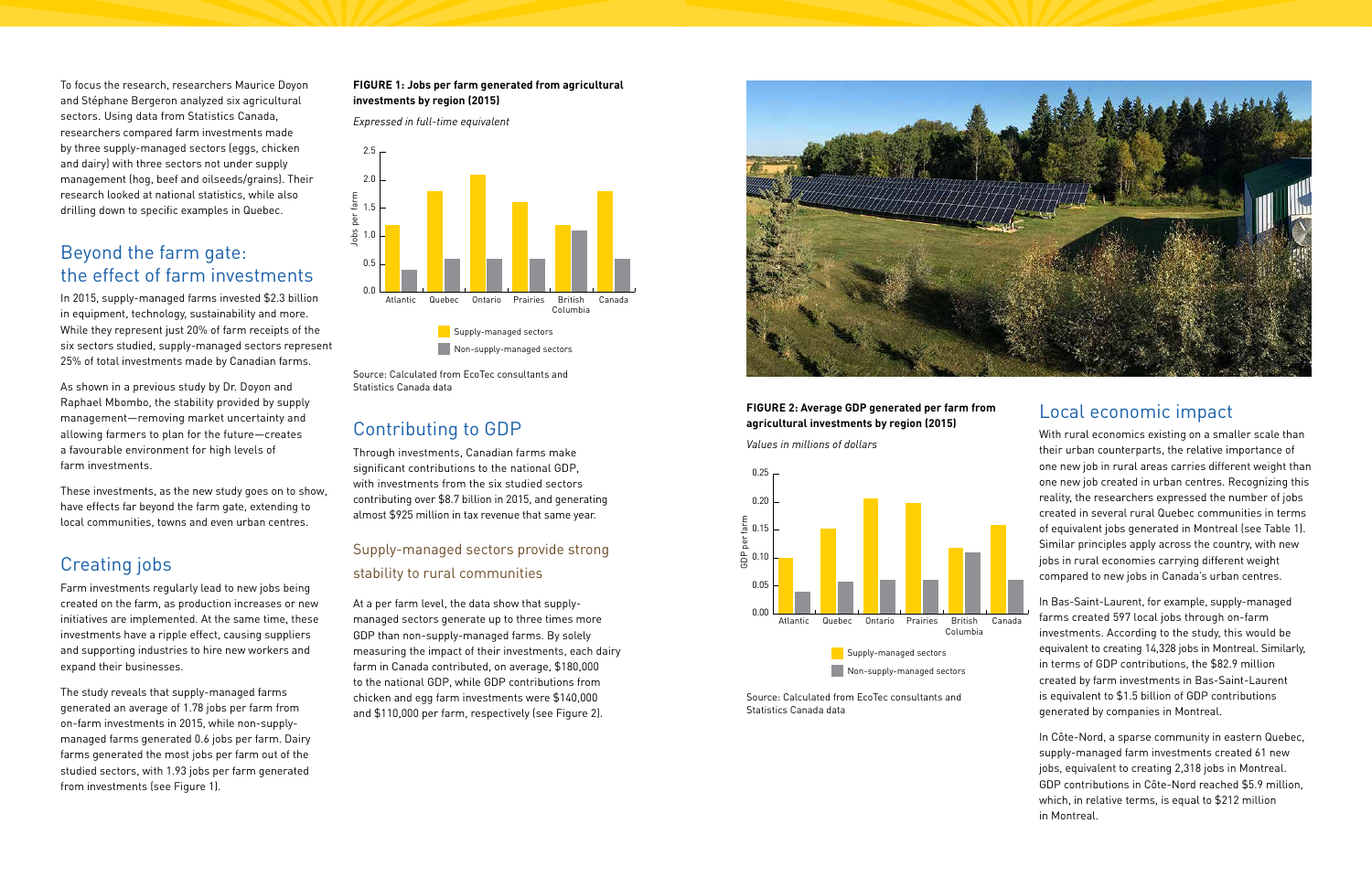To focus the research, researchers Maurice Doyon and Stéphane Bergeron analyzed six agricultural sectors. Using data from Statistics Canada, researchers compared farm investments made by three supply-managed sectors (eggs, chicken and dairy) with three sectors not under supply management (hog, beef and oilseeds/grains). Their research looked at national statistics, while also drilling down to specific examples in Quebec.

## Beyond the farm gate: the effect of farm investments

In 2015, supply-managed farms invested $2.3 billion in equipment, technology, sustainability and more. While they represent just 20% of farm receipts of the six sectors studied, supply-managed sectors represent 25% of total investments made by Canadian farms.

As shown in a previous study by Dr. Doyon and Raphael Mbombo, the stability provided by supply management—removing market uncertainty and allowing farmers to plan for the future—creates a favourable environment for high levels of farm investments.

These investments, as the new study goes on to show, have effects far beyond the farm gate, extending to local communities, towns and even urban centres.

## Creating jobs

Farm investments regularly lead to new jobs being created on the farm, as production increases or new initiatives are implemented. At the same time, these investments have a ripple effect, causing suppliers and supporting industries to hire new workers and expand their businesses.

The study reveals that supply-managed farms generated an average of 1.78 jobs per farm from on-farm investments in 2015, while non-supply-managed farms generated 0.6 jobs per farm. Dairy farms generated the most jobs per farm out of the studied sectors, with 1.93 jobs per farm generated from investments (see Figure 1).

**FIGURE 1: Jobs per farm generated from agricultural investments by region (2015)**

*Expressed in full-time equivalent*

Source: Calculated from EcoTec consultants and Statistics Canada data

## Contributing to GDP

Through investments, Canadian farms make significant contributions to the national GDP, with investments from the six studied sectors contributing over $8.7 billion in 2015, and generating almost $925 million in tax revenue that same year.

### Supply-managed sectors provide strong stability to rural communities

At a per farm level, the data show that supply-managed sectors generate up to three times more GDP than non-supply-managed farms. By solely measuring the impact of their investments, each dairy farm in Canada contributed, on average, $180,000 to the national GDP, while GDP contributions from chicken and egg farm investments were $140,000 and $110,000 per farm, respectively (see Figure 2).

**FIGURE 2: Average GDP generated per farm from agricultural investments by region (2015)**

*Values in millions of dollars*

Source: Calculated from EcoTec consultants and Statistics Canada data

## Local economic impact

With rural economics existing on a smaller scale than their urban counterparts, the relative importance of one new job in rural areas carries different weight than one new job created in urban centres. Recognizing this reality, the researchers expressed the number of jobs created in several rural Quebec communities in terms of equivalent jobs generated in Montreal (see Table 1). Similar principles apply across the country, with new jobs in rural economies carrying different weight compared to new jobs in Canada's urban centres.

In Bas-Saint-Laurent, for example, supply-managed farms created 597 local jobs through on-farm investments. According to the study, this would be equivalent to creating 14,328 jobs in Montreal. Similarly, in terms of GDP contributions, the $82.9 million created by farm investments in Bas-Saint-Laurent is equivalent to $1.5 billion of GDP contributions generated by companies in Montreal.

In Côte-Nord, a sparse community in eastern Quebec, supply-managed farm investments created 61 new jobs, equivalent to creating 2,318 jobs in Montreal. GDP contributions in Côte-Nord reached $5.9 million, which, in relative terms, is equal to $212 million in Montreal.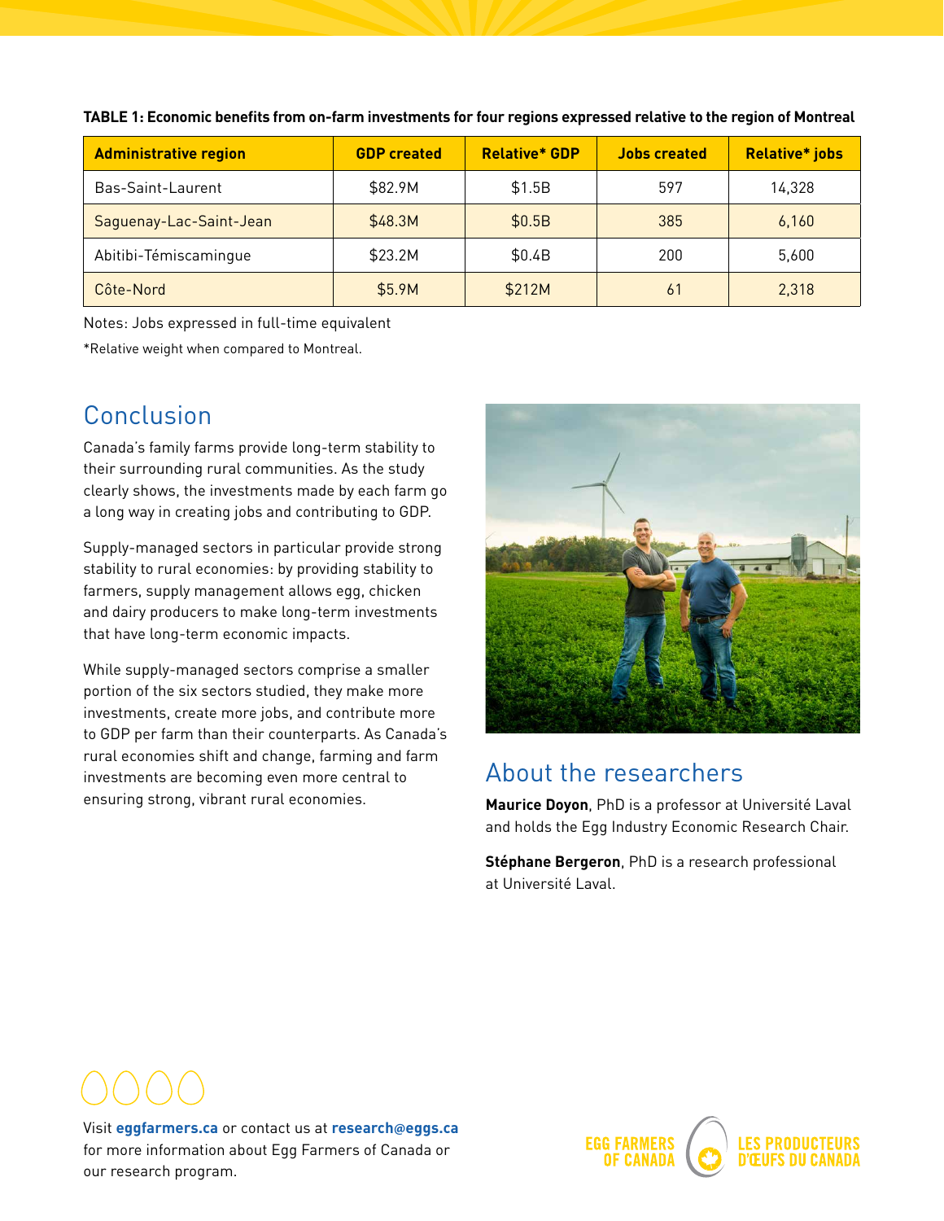**TABLE 1: Economic benefits from on-farm investments for four regions expressed relative to the region of Montreal**

| Administrative region | GDP created | Relative* GDP | Jobs created | Relative* jobs |
|---|---|---|---|---|
| Bas-Saint-Laurent | $82.9M | $1.5B | 597 | 14,328 |
| Saguenay-Lac-Saint-Jean | $48.3M | $0.5B | 385 | 6,160 |
| Abitibi-Témiscamingue | $23.2M | $0.4B | 200 | 5,600 |
| Côte-Nord | $5.9M | $212M | 61 | 2,318 |

Notes: Jobs expressed in full-time equivalent

*Relative weight when compared to Montreal.

## Conclusion

Canada's family farms provide long-term stability to their surrounding rural communities. As the study clearly shows, the investments made by each farm go a long way in creating jobs and contributing to GDP.

Supply-managed sectors in particular provide strong stability to rural economies: by providing stability to farmers, supply management allows egg, chicken and dairy producers to make long-term investments that have long-term economic impacts.

While supply-managed sectors comprise a smaller portion of the six sectors studied, they make more investments, create more jobs, and contribute more to GDP per farm than their counterparts. As Canada's rural economies shift and change, farming and farm investments are becoming even more central to ensuring strong, vibrant rural economies.

## About the researchers

**Maurice Doyon**, PhD is a professor at Université Laval and holds the Egg Industry Economic Research Chair.

**Stéphane Bergeron**, PhD is a research professional at Université Laval.

Visit **eggfarmers.ca** or contact us at **research@eggs.ca** for more information about Egg Farmers of Canada or our research program.

EGG FARMERS OF CANADA | LES PRODUCTEURS D'ŒUFS DU CANADA